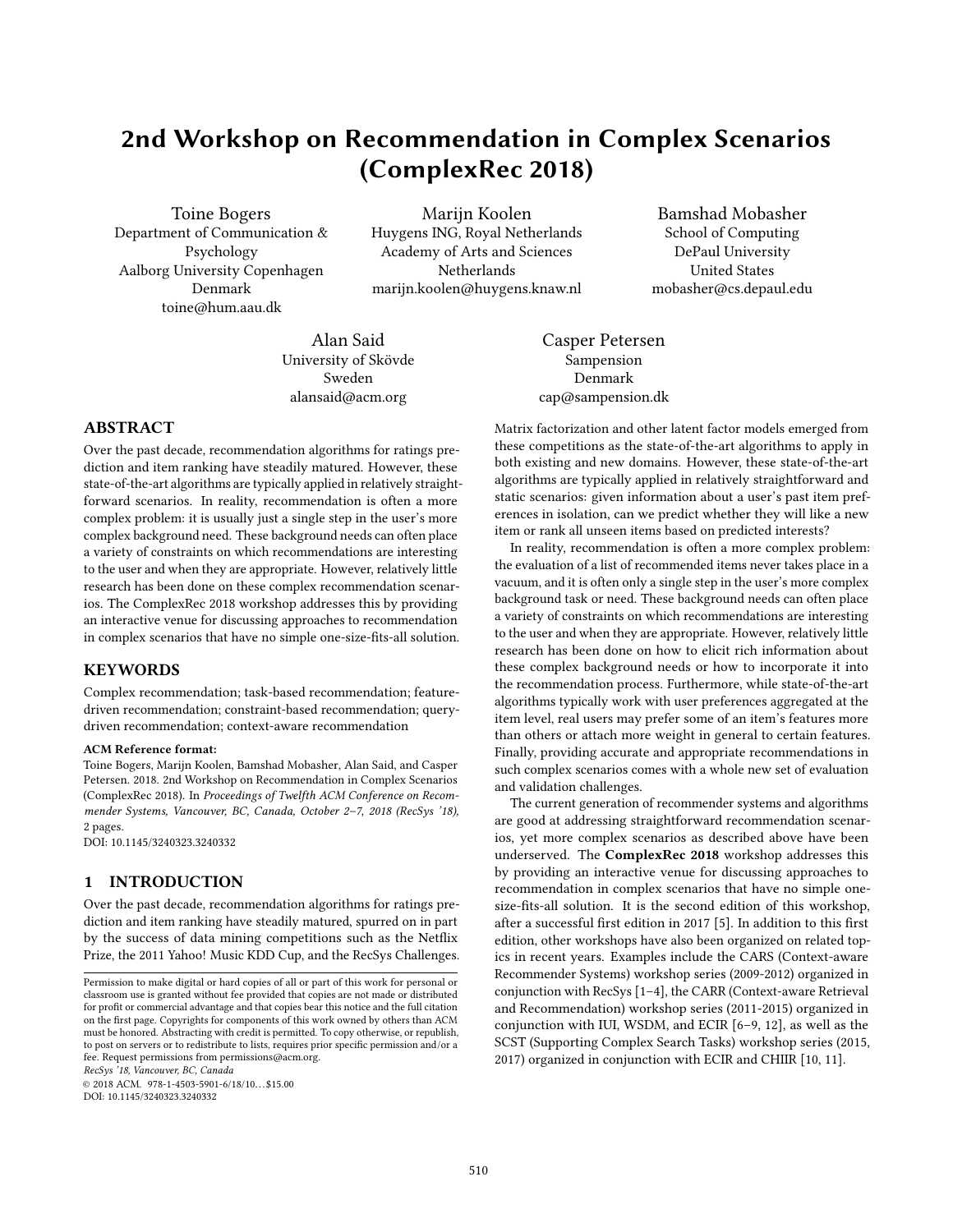# 2nd Workshop on Recommendation in Complex Scenarios (ComplexRec 2018)

Toine Bogers
Department of Communication & Psychology
Aalborg University Copenhagen
Denmark
toine@hum.aau.dk

Marijn Koolen
Huygens ING, Royal Netherlands Academy of Arts and Sciences
Netherlands
marijn.koolen@huygens.knaw.nl

Bamshad Mobasher
School of Computing
DePaul University
United States
mobasher@cs.depaul.edu

Alan Said
University of Skövde
Sweden
alansaid@acm.org

Casper Petersen
Sampension
Denmark
cap@sampension.dk

## ABSTRACT

Over the past decade, recommendation algorithms for ratings prediction and item ranking have steadily matured. However, these state-of-the-art algorithms are typically applied in relatively straightforward scenarios. In reality, recommendation is often a more complex problem: it is usually just a single step in the user's more complex background need. These background needs can often place a variety of constraints on which recommendations are interesting to the user and when they are appropriate. However, relatively little research has been done on these complex recommendation scenarios. The ComplexRec 2018 workshop addresses this by providing an interactive venue for discussing approaches to recommendation in complex scenarios that have no simple one-size-fits-all solution.

## KEYWORDS

Complex recommendation; task-based recommendation; feature-driven recommendation; constraint-based recommendation; query-driven recommendation; context-aware recommendation

**ACM Reference format:**
Toine Bogers, Marijn Koolen, Bamshad Mobasher, Alan Said, and Casper Petersen. 2018. 2nd Workshop on Recommendation in Complex Scenarios (ComplexRec 2018). In *Proceedings of Twelfth ACM Conference on Recommender Systems, Vancouver, BC, Canada, October 2–7, 2018 (RecSys '18),* 2 pages.
DOI: 10.1145/3240323.3240332

## 1 INTRODUCTION

Over the past decade, recommendation algorithms for ratings prediction and item ranking have steadily matured, spurred on in part by the success of data mining competitions such as the Netflix Prize, the 2011 Yahoo! Music KDD Cup, and the RecSys Challenges. Matrix factorization and other latent factor models emerged from these competitions as the state-of-the-art algorithms to apply in both existing and new domains. However, these state-of-the-art algorithms are typically applied in relatively straightforward and static scenarios: given information about a user's past item preferences in isolation, can we predict whether they will like a new item or rank all unseen items based on predicted interests?

In reality, recommendation is often a more complex problem: the evaluation of a list of recommended items never takes place in a vacuum, and it is often only a single step in the user's more complex background task or need. These background needs can often place a variety of constraints on which recommendations are interesting to the user and when they are appropriate. However, relatively little research has been done on how to elicit rich information about these complex background needs or how to incorporate it into the recommendation process. Furthermore, while state-of-the-art algorithms typically work with user preferences aggregated at the item level, real users may prefer some of an item's features more than others or attach more weight in general to certain features. Finally, providing accurate and appropriate recommendations in such complex scenarios comes with a whole new set of evaluation and validation challenges.

The current generation of recommender systems and algorithms are good at addressing straightforward recommendation scenarios, yet more complex scenarios as described above have been underserved. The **ComplexRec 2018** workshop addresses this by providing an interactive venue for discussing approaches to recommendation in complex scenarios that have no simple one-size-fits-all solution. It is the second edition of this workshop, after a successful first edition in 2017 [5]. In addition to this first edition, other workshops have also been organized on related topics in recent years. Examples include the CARS (Context-aware Recommender Systems) workshop series (2009-2012) organized in conjunction with RecSys [1–4], the CARR (Context-aware Retrieval and Recommendation) workshop series (2011-2015) organized in conjunction with IUI, WSDM, and ECIR [6–9, 12], as well as the SCST (Supporting Complex Search Tasks) workshop series (2015, 2017) organized in conjunction with ECIR and CHIIR [10, 11].

Permission to make digital or hard copies of all or part of this work for personal or classroom use is granted without fee provided that copies are not made or distributed for profit or commercial advantage and that copies bear this notice and the full citation on the first page. Copyrights for components of this work owned by others than ACM must be honored. Abstracting with credit is permitted. To copy otherwise, or republish, to post on servers or to redistribute to lists, requires prior specific permission and/or a fee. Request permissions from permissions@acm.org.
*RecSys '18, Vancouver, BC, Canada*
© 2018 ACM. 978-1-4503-5901-6/18/10…$15.00
DOI: 10.1145/3240323.3240332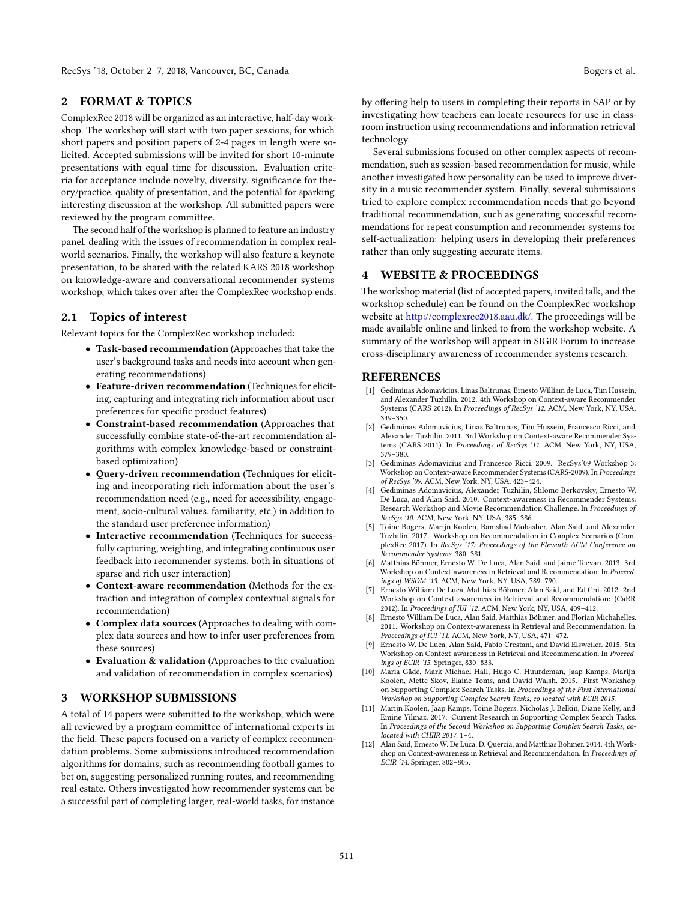## 2 FORMAT & TOPICS

ComplexRec 2018 will be organized as an interactive, half-day workshop. The workshop will start with two paper sessions, for which short papers and position papers of 2-4 pages in length were solicited. Accepted submissions will be invited for short 10-minute presentations with equal time for discussion. Evaluation criteria for acceptance include novelty, diversity, significance for theory/practice, quality of presentation, and the potential for sparking interesting discussion at the workshop. All submitted papers were reviewed by the program committee.

The second half of the workshop is planned to feature an industry panel, dealing with the issues of recommendation in complex real-world scenarios. Finally, the workshop will also feature a keynote presentation, to be shared with the related KARS 2018 workshop on knowledge-aware and conversational recommender systems workshop, which takes over after the ComplexRec workshop ends.

### 2.1 Topics of interest

Relevant topics for the ComplexRec workshop included:

- **Task-based recommendation** (Approaches that take the user's background tasks and needs into account when generating recommendations)
- **Feature-driven recommendation** (Techniques for eliciting, capturing and integrating rich information about user preferences for specific product features)
- **Constraint-based recommendation** (Approaches that successfully combine state-of-the-art recommendation algorithms with complex knowledge-based or constraint-based optimization)
- **Query-driven recommendation** (Techniques for eliciting and incorporating rich information about the user's recommendation need (e.g., need for accessibility, engagement, socio-cultural values, familiarity, etc.) in addition to the standard user preference information)
- **Interactive recommendation** (Techniques for successfully capturing, weighting, and integrating continuous user feedback into recommender systems, both in situations of sparse and rich user interaction)
- **Context-aware recommendation** (Methods for the extraction and integration of complex contextual signals for recommendation)
- **Complex data sources** (Approaches to dealing with complex data sources and how to infer user preferences from these sources)
- **Evaluation & validation** (Approaches to the evaluation and validation of recommendation in complex scenarios)

## 3 WORKSHOP SUBMISSIONS

A total of 14 papers were submitted to the workshop, which were all reviewed by a program committee of international experts in the field. These papers focused on a variety of complex recommendation problems. Some submissions introduced recommendation algorithms for domains, such as recommending football games to bet on, suggesting personalized running routes, and recommending real estate. Others investigated how recommender systems can be a successful part of completing larger, real-world tasks, for instance by offering help to users in completing their reports in SAP or by investigating how teachers can locate resources for use in classroom instruction using recommendations and information retrieval technology.

Several submissions focused on other complex aspects of recommendation, such as session-based recommendation for music, while another investigated how personality can be used to improve diversity in a music recommender system. Finally, several submissions tried to explore complex recommendation needs that go beyond traditional recommendation, such as generating successful recommendations for repeat consumption and recommender systems for self-actualization: helping users in developing their preferences rather than only suggesting accurate items.

## 4 WEBSITE & PROCEEDINGS

The workshop material (list of accepted papers, invited talk, and the workshop schedule) can be found on the ComplexRec workshop website at http://complexrec2018.aau.dk/. The proceedings will be made available online and linked to from the workshop website. A summary of the workshop will appear in SIGIR Forum to increase cross-disciplinary awareness of recommender systems research.

## REFERENCES

[1] Gediminas Adomavicius, Linas Baltrunas, Ernesto William de Luca, Tim Hussein, and Alexander Tuzhilin. 2012. 4th Workshop on Context-aware Recommender Systems (CARS 2012). In *Proceedings of RecSys '12*. ACM, New York, NY, USA, 349–350.

[2] Gediminas Adomavicius, Linas Baltrunas, Tim Hussein, Francesco Ricci, and Alexander Tuzhilin. 2011. 3rd Workshop on Context-aware Recommender Systems (CARS 2011). In *Proceedings of RecSys '11*. ACM, New York, NY, USA, 379–380.

[3] Gediminas Adomavicius and Francesco Ricci. 2009. RecSys'09 Workshop 3: Workshop on Context-aware Recommender Systems (CARS-2009). In *Proceedings of RecSys '09*. ACM, New York, NY, USA, 423–424.

[4] Gediminas Adomavicius, Alexander Tuzhilin, Shlomo Berkovsky, Ernesto W. De Luca, and Alan Said. 2010. Context-awareness in Recommender Systems: Research Workshop and Movie Recommendation Challenge. In *Proceedings of RecSys '10*. ACM, New York, NY, USA, 385–386.

[5] Toine Bogers, Marijn Koolen, Bamshad Mobasher, Alan Said, and Alexander Tuzhilin. 2017. Workshop on Recommendation in Complex Scenarios (ComplexRec 2017). In *RecSys '17: Proceedings of the Eleventh ACM Conference on Recommender Systems*. 380–381.

[6] Matthias Böhmer, Ernesto W. De Luca, Alan Said, and Jaime Teevan. 2013. 3rd Workshop on Context-awareness in Retrieval and Recommendation. In *Proceedings of WSDM '13*. ACM, New York, NY, USA, 789–790.

[7] Ernesto William De Luca, Matthias Böhmer, Alan Said, and Ed Chi. 2012. 2nd Workshop on Context-awareness in Retrieval and Recommendation: (CaRR 2012). In *Proceedings of IUI '12*. ACM, New York, NY, USA, 409–412.

[8] Ernesto William De Luca, Alan Said, Matthias Böhmer, and Florian Michahelles. 2011. Workshop on Context-awareness in Retrieval and Recommendation. In *Proceedings of IUI '11*. ACM, New York, NY, USA, 471–472.

[9] Ernesto W. De Luca, Alan Said, Fabio Crestani, and David Elsweiler. 2015. 5th Workshop on Context-awareness in Retrieval and Recommendation. In *Proceedings of ECIR '15*. Springer, 830–833.

[10] Maria Gäde, Mark Michael Hall, Hugo C. Huurdeman, Jaap Kamps, Marijn Koolen, Mette Skov, Elaine Toms, and David Walsh. 2015. First Workshop on Supporting Complex Search Tasks. In *Proceedings of the First International Workshop on Supporting Complex Search Tasks, co-located with ECIR 2015*.

[11] Marijn Koolen, Jaap Kamps, Toine Bogers, Nicholas J. Belkin, Diane Kelly, and Emine Yilmaz. 2017. Current Research in Supporting Complex Search Tasks. In *Proceedings of the Second Workshop on Supporting Complex Search Tasks, co-located with CHIIR 2017*. 1–4.

[12] Alan Said, Ernesto W. De Luca, D. Quercia, and Matthias Böhmer. 2014. 4th Workshop on Context-awareness in Retrieval and Recommendation. In *Proceedings of ECIR '14*. Springer, 802–805.